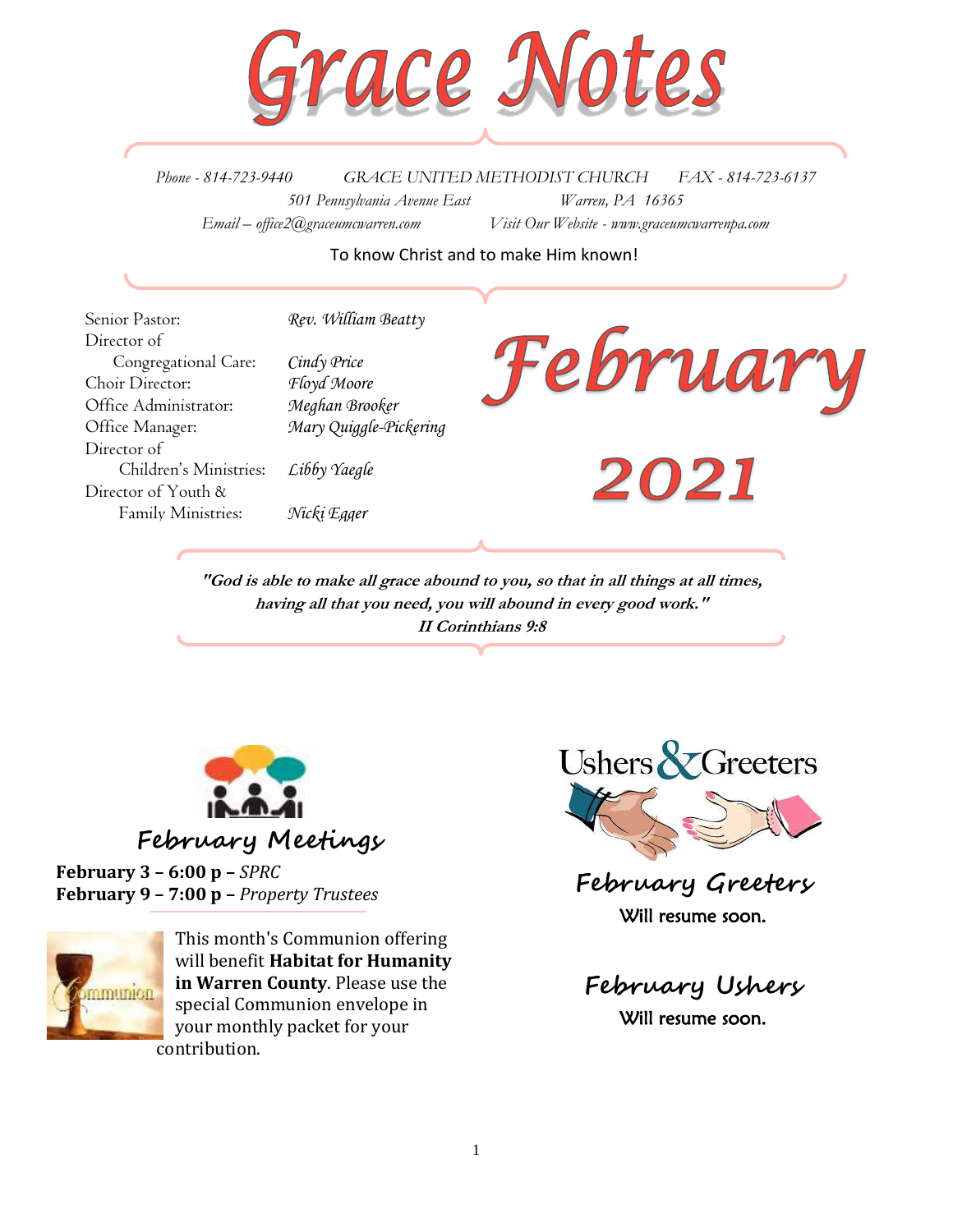# Grace Notes

*Phone - 814-723-9440* *GRACE UNITED METHODIST CHURCH* *FAX - 814-723-6137*
*501 Pennsylvania Avenue East* *Warren, PA 16365*
*Email – office2@graceumcwarren.com* *Visit Our Website - www.graceumcwarrenpa.com*

To know Christ and to make Him known!

| | |
|---|---|
| Senior Pastor: | *Rev. William Beatty* |
| Director of Congregational Care: | *Cindy Price* |
| Choir Director: | *Floyd Moore* |
| Office Administrator: | *Meghan Brooker* |
| Office Manager: | *Mary Quiggle-Pickering* |
| Director of Children's Ministries: | *Libby Yaegle* |
| Director of Youth & Family Ministries: | *Nicki Egger* |

# February 2021

***"God is able to make all grace abound to you, so that in all things at all times, having all that you need, you will abound in every good work."***
***II Corinthians 9:8***

## February Meetings

**February 3 – 6:00 p –** *SPRC*
**February 9 – 7:00 p –** *Property Trustees*

This month's Communion offering will benefit **Habitat for Humanity in Warren County**. Please use the special Communion envelope in your monthly packet for your contribution.

## Ushers & Greeters

### February Greeters

Will resume soon.

### February Ushers

Will resume soon.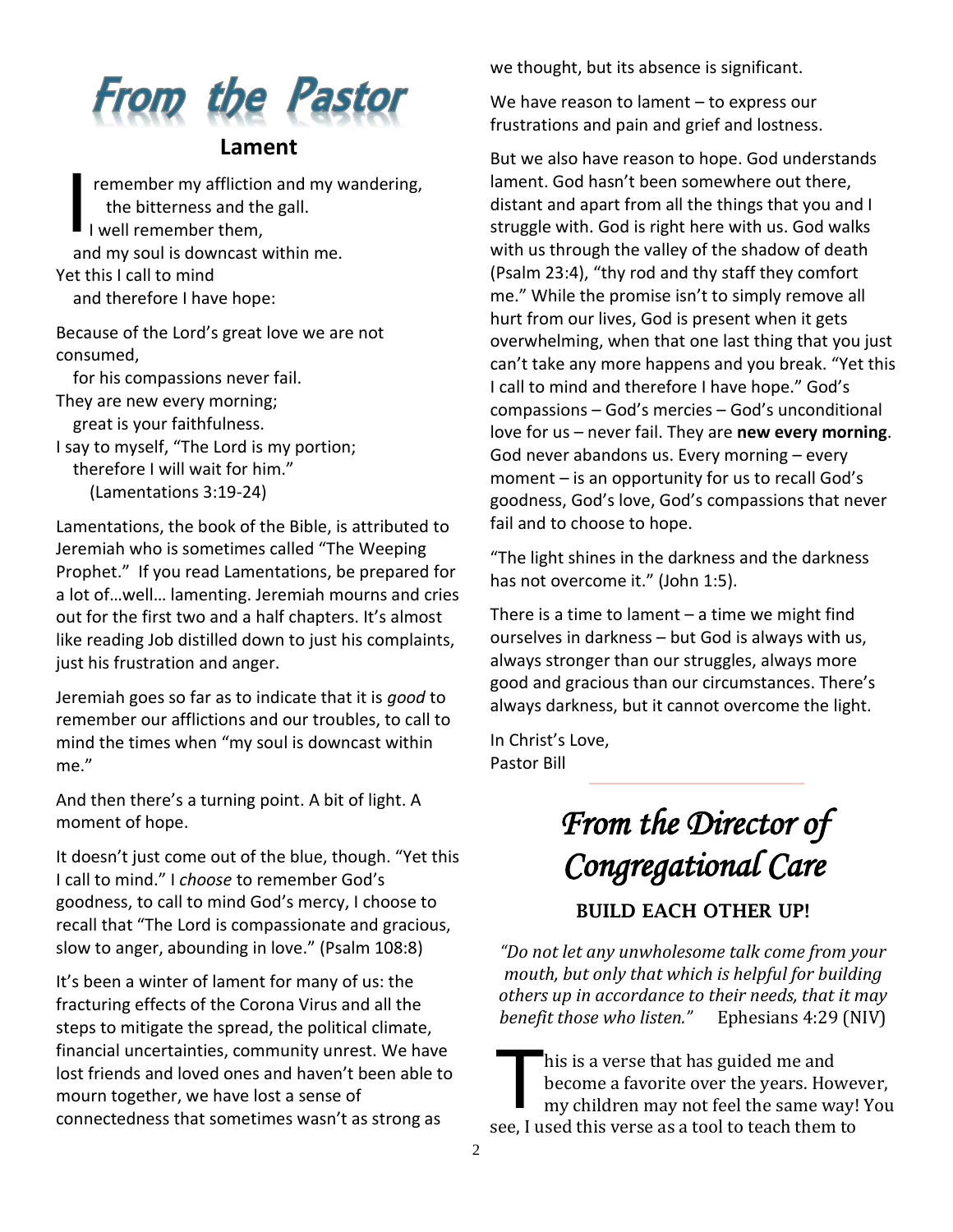# From the Pastor

## Lament

I remember my affliction and my wandering,
the bitterness and the gall.
I well remember them,
and my soul is downcast within me.
Yet this I call to mind
and therefore I have hope:

Because of the Lord's great love we are not consumed,
for his compassions never fail.
They are new every morning;
great is your faithfulness.
I say to myself, "The Lord is my portion;
therefore I will wait for him."
(Lamentations 3:19-24)

Lamentations, the book of the Bible, is attributed to Jeremiah who is sometimes called "The Weeping Prophet." If you read Lamentations, be prepared for a lot of…well… lamenting. Jeremiah mourns and cries out for the first two and a half chapters. It's almost like reading Job distilled down to just his complaints, just his frustration and anger.

Jeremiah goes so far as to indicate that it is *good* to remember our afflictions and our troubles, to call to mind the times when "my soul is downcast within me."

And then there's a turning point. A bit of light. A moment of hope.

It doesn't just come out of the blue, though. "Yet this I call to mind." I *choose* to remember God's goodness, to call to mind God's mercy, I choose to recall that "The Lord is compassionate and gracious, slow to anger, abounding in love." (Psalm 108:8)

It's been a winter of lament for many of us: the fracturing effects of the Corona Virus and all the steps to mitigate the spread, the political climate, financial uncertainties, community unrest. We have lost friends and loved ones and haven't been able to mourn together, we have lost a sense of connectedness that sometimes wasn't as strong as we thought, but its absence is significant.

We have reason to lament – to express our frustrations and pain and grief and lostness.

But we also have reason to hope. God understands lament. God hasn't been somewhere out there, distant and apart from all the things that you and I struggle with. God is right here with us. God walks with us through the valley of the shadow of death (Psalm 23:4), "thy rod and thy staff they comfort me." While the promise isn't to simply remove all hurt from our lives, God is present when it gets overwhelming, when that one last thing that you just can't take any more happens and you break. "Yet this I call to mind and therefore I have hope." God's compassions – God's mercies – God's unconditional love for us – never fail. They are **new every morning**. God never abandons us. Every morning – every moment – is an opportunity for us to recall God's goodness, God's love, God's compassions that never fail and to choose to hope.

"The light shines in the darkness and the darkness has not overcome it." (John 1:5).

There is a time to lament – a time we might find ourselves in darkness – but God is always with us, always stronger than our struggles, always more good and gracious than our circumstances. There's always darkness, but it cannot overcome the light.

In Christ's Love,
Pastor Bill

# From the Director of Congregational Care

## BUILD EACH OTHER UP!

*"Do not let any unwholesome talk come from your mouth, but only that which is helpful for building others up in accordance to their needs, that it may benefit those who listen."* Ephesians 4:29 (NIV)

This is a verse that has guided me and become a favorite over the years. However, my children may not feel the same way! You see, I used this verse as a tool to teach them to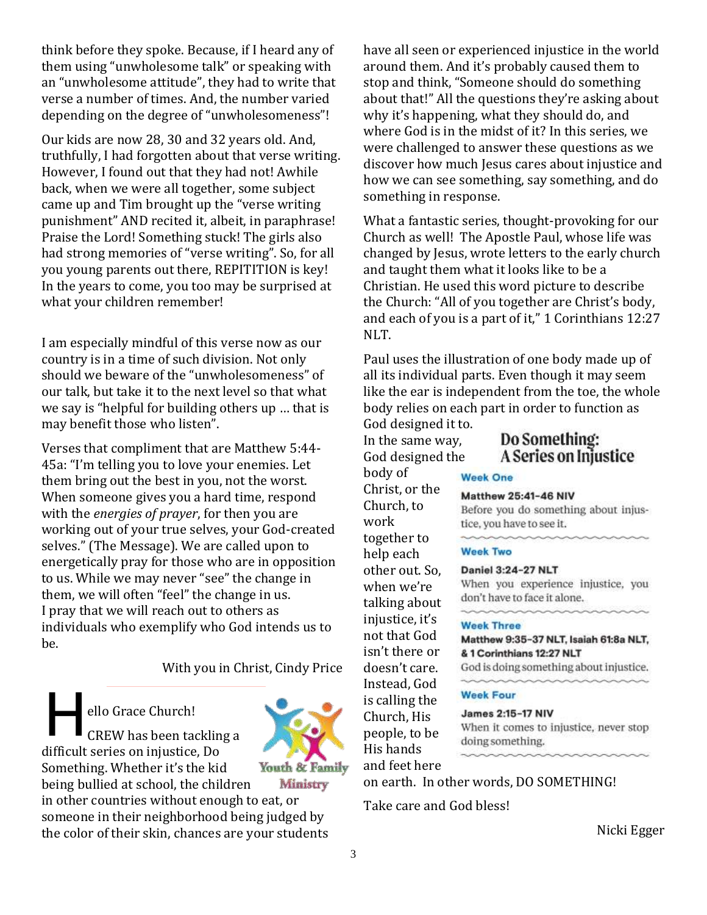think before they spoke. Because, if I heard any of them using "unwholesome talk" or speaking with an "unwholesome attitude", they had to write that verse a number of times. And, the number varied depending on the degree of "unwholesomeness"!

Our kids are now 28, 30 and 32 years old. And, truthfully, I had forgotten about that verse writing. However, I found out that they had not! Awhile back, when we were all together, some subject came up and Tim brought up the "verse writing punishment" AND recited it, albeit, in paraphrase! Praise the Lord! Something stuck! The girls also had strong memories of "verse writing". So, for all you young parents out there, REPITITION is key! In the years to come, you too may be surprised at what your children remember!

I am especially mindful of this verse now as our country is in a time of such division. Not only should we beware of the "unwholesomeness" of our talk, but take it to the next level so that what we say is "helpful for building others up … that is may benefit those who listen".

Verses that compliment that are Matthew 5:44-45a: "I'm telling you to love your enemies. Let them bring out the best in you, not the worst. When someone gives you a hard time, respond with the *energies of prayer*, for then you are working out of your true selves, your God-created selves." (The Message). We are called upon to energetically pray for those who are in opposition to us. While we may never "see" the change in them, we will often "feel" the change in us. I pray that we will reach out to others as individuals who exemplify who God intends us to be.

With you in Christ, Cindy Price

---

Hello Grace Church!

CREW has been tackling a difficult series on injustice, Do Something. Whether it's the kid being bullied at school, the children in other countries without enough to eat, or someone in their neighborhood being judged by the color of their skin, chances are your students have all seen or experienced injustice in the world around them. And it's probably caused them to stop and think, "Someone should do something about that!" All the questions they're asking about why it's happening, what they should do, and where God is in the midst of it? In this series, we were challenged to answer these questions as we discover how much Jesus cares about injustice and how we can see something, say something, and do something in response.

What a fantastic series, thought-provoking for our Church as well! The Apostle Paul, whose life was changed by Jesus, wrote letters to the early church and taught them what it looks like to be a Christian. He used this word picture to describe the Church: "All of you together are Christ's body, and each of you is a part of it," 1 Corinthians 12:27 NLT.

Paul uses the illustration of one body made up of all its individual parts. Even though it may seem like the ear is independent from the toe, the whole body relies on each part in order to function as God designed it to. In the same way, God designed the body of Christ, or the Church, to work together to help each other out. So, when we're talking about injustice, it's not that God isn't there or doesn't care. Instead, God is calling the Church, His people, to be His hands and feet here on earth. In other words, DO SOMETHING!

## Do Something: A Series on Injustice

**Week One**

**Matthew 25:41-46 NIV**
Before you do something about injustice, you have to see it.

**Week Two**

**Daniel 3:24-27 NLT**
When you experience injustice, you don't have to face it alone.

**Week Three**

**Matthew 9:35-37 NLT, Isaiah 61:8a NLT, & 1 Corinthians 12:27 NLT**
God is doing something about injustice.

**Week Four**

**James 2:15-17 NIV**
When it comes to injustice, never stop doing something.

Take care and God bless!

Nicki Egger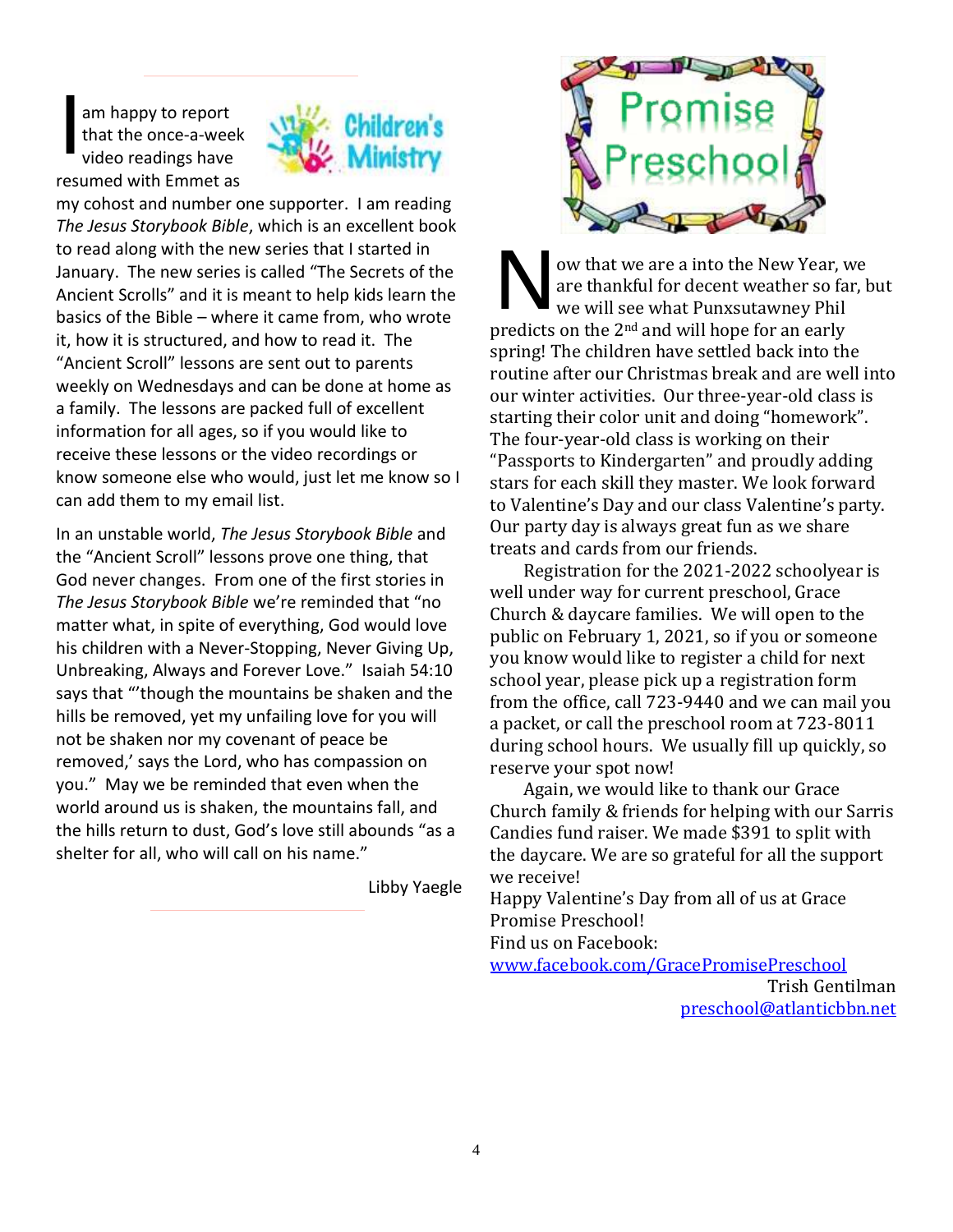## Children's Ministry

I am happy to report that the once-a-week video readings have resumed with Emmet as my cohost and number one supporter. I am reading *The Jesus Storybook Bible*, which is an excellent book to read along with the new series that I started in January. The new series is called "The Secrets of the Ancient Scrolls" and it is meant to help kids learn the basics of the Bible – where it came from, who wrote it, how it is structured, and how to read it. The "Ancient Scroll" lessons are sent out to parents weekly on Wednesdays and can be done at home as a family. The lessons are packed full of excellent information for all ages, so if you would like to receive these lessons or the video recordings or know someone else who would, just let me know so I can add them to my email list.

In an unstable world, *The Jesus Storybook Bible* and the "Ancient Scroll" lessons prove one thing, that God never changes. From one of the first stories in *The Jesus Storybook Bible* we're reminded that "no matter what, in spite of everything, God would love his children with a Never-Stopping, Never Giving Up, Unbreaking, Always and Forever Love." Isaiah 54:10 says that "'though the mountains be shaken and the hills be removed, yet my unfailing love for you will not be shaken nor my covenant of peace be removed,' says the Lord, who has compassion on you." May we be reminded that even when the world around us is shaken, the mountains fall, and the hills return to dust, God's love still abounds "as a shelter for all, who will call on his name."

Libby Yaegle

## Promise Preschool

Now that we are a into the New Year, we are thankful for decent weather so far, but we will see what Punxsutawney Phil predicts on the 2nd and will hope for an early spring! The children have settled back into the routine after our Christmas break and are well into our winter activities. Our three-year-old class is starting their color unit and doing "homework". The four-year-old class is working on their "Passports to Kindergarten" and proudly adding stars for each skill they master. We look forward to Valentine's Day and our class Valentine's party. Our party day is always great fun as we share treats and cards from our friends.

Registration for the 2021-2022 schoolyear is well under way for current preschool, Grace Church & daycare families. We will open to the public on February 1, 2021, so if you or someone you know would like to register a child for next school year, please pick up a registration form from the office, call 723-9440 and we can mail you a packet, or call the preschool room at 723-8011 during school hours. We usually fill up quickly, so reserve your spot now!

Again, we would like to thank our Grace Church family & friends for helping with our Sarris Candies fund raiser. We made $391 to split with the daycare. We are so grateful for all the support we receive!

Happy Valentine's Day from all of us at Grace Promise Preschool!

Find us on Facebook:
www.facebook.com/GracePromisePreschool

Trish Gentilman
preschool@atlanticbbn.net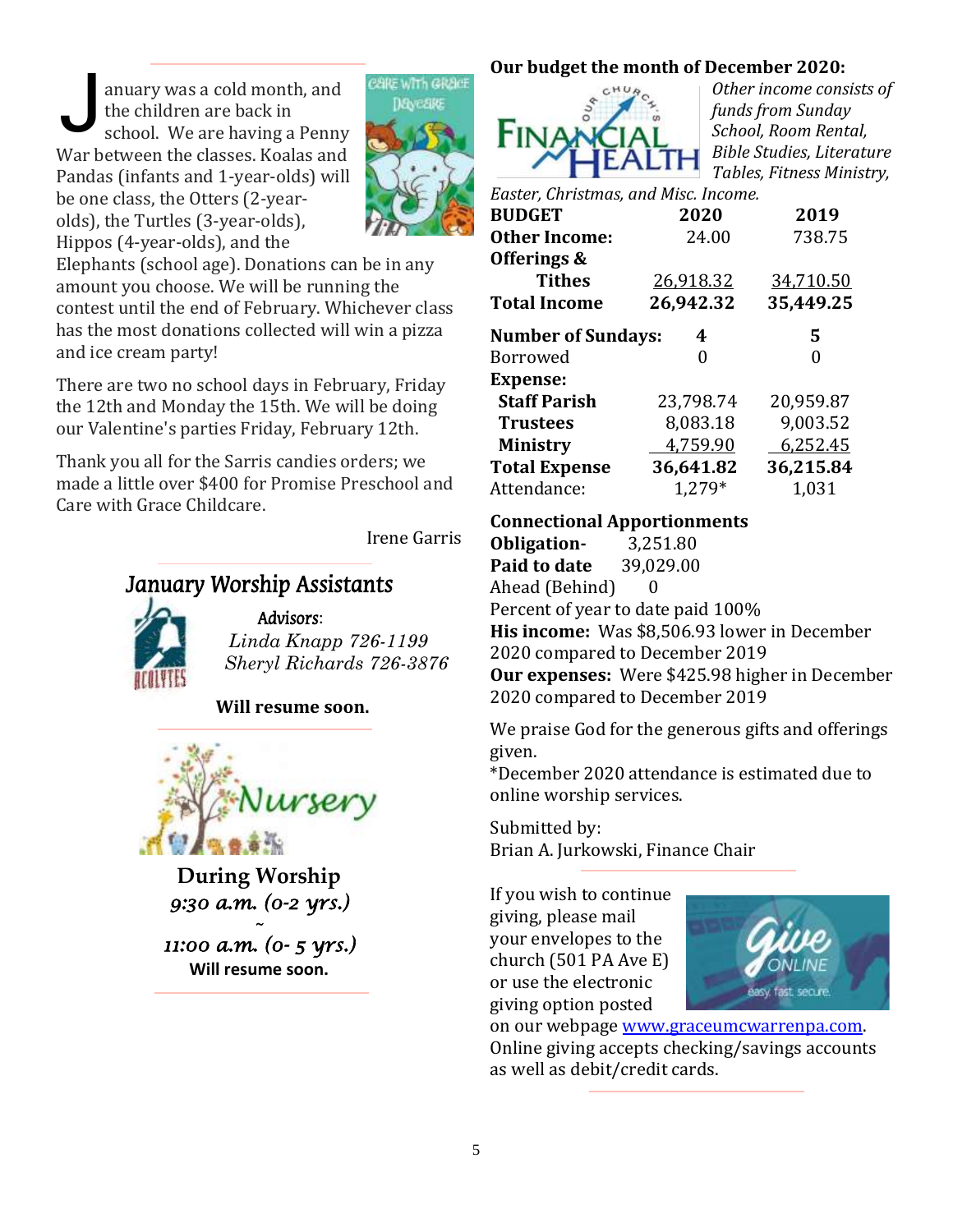January was a cold month, and the children are back in school. We are having a Penny War between the classes. Koalas and Pandas (infants and 1-year-olds) will be one class, the Otters (2-year-olds), the Turtles (3-year-olds), Hippos (4-year-olds), and the Elephants (school age). Donations can be in any amount you choose. We will be running the contest until the end of February. Whichever class has the most donations collected will win a pizza and ice cream party!

There are two no school days in February, Friday the 12th and Monday the 15th. We will be doing our Valentine's parties Friday, February 12th.

Thank you all for the Sarris candies orders; we made a little over $400 for Promise Preschool and Care with Grace Childcare.

Irene Garris

## *January Worship Assistants*

*Advisors*:
*Linda Knapp 726-1199*
*Sheryl Richards 726-3876*

**Will resume soon.**

## During Worship

*9:30 a.m. (0-2 yrs.)*
~
*11:00 a.m. (0- 5 yrs.)*

**Will resume soon.**

## Our budget the month of December 2020:

*Other income consists of funds from Sunday School, Room Rental, Bible Studies, Literature Tables, Fitness Ministry, Easter, Christmas, and Misc. Income.*

| **BUDGET** | **2020** | **2019** |
|---|---|---|
| **Other Income:** | 24.00 | 738.75 |
| **Offerings & Tithes** | 26,918.32 | 34,710.50 |
| **Total Income** | **26,942.32** | **35,449.25** |
| **Number of Sundays:** | **4** | **5** |
| Borrowed | 0 | 0 |
| **Expense:** | | |
| **Staff Parish** | 23,798.74 | 20,959.87 |
| **Trustees** | 8,083.18 | 9,003.52 |
| **Ministry** | 4,759.90 | 6,252.45 |
| **Total Expense** | **36,641.82** | **36,215.84** |
| Attendance: | 1,279* | 1,031 |

**Connectional Apportionments**
**Obligation-** 3,251.80
**Paid to date** 39,029.00
Ahead (Behind) 0
Percent of year to date paid 100%
**His income:** Was $8,506.93 lower in December 2020 compared to December 2019
**Our expenses:** Were $425.98 higher in December 2020 compared to December 2019

We praise God for the generous gifts and offerings given.
*December 2020 attendance is estimated due to online worship services.

Submitted by:
Brian A. Jurkowski, Finance Chair

If you wish to continue giving, please mail your envelopes to the church (501 PA Ave E) or use the electronic giving option posted on our webpage www.graceumcwarrenpa.com. Online giving accepts checking/savings accounts as well as debit/credit cards.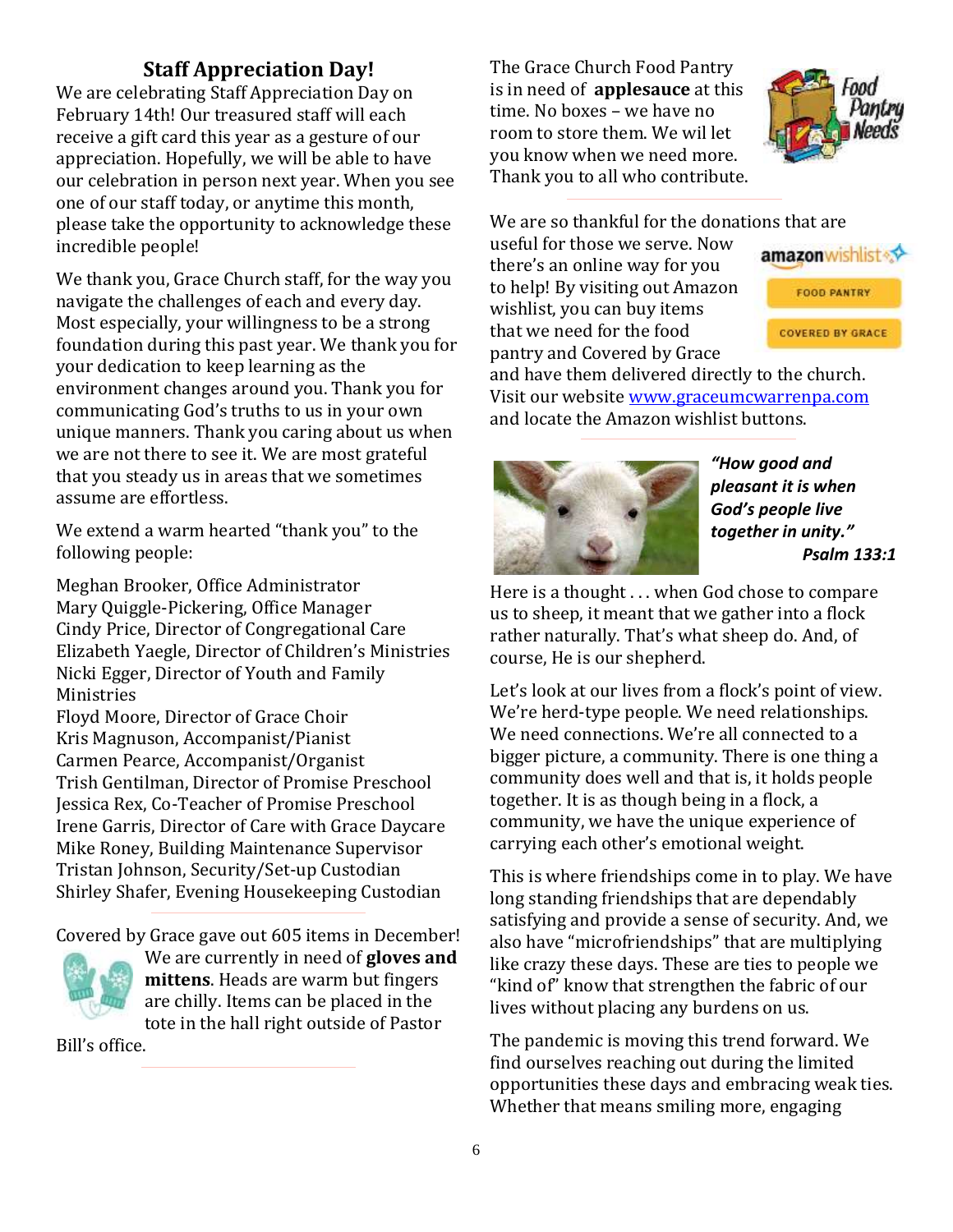## Staff Appreciation Day!

We are celebrating Staff Appreciation Day on February 14th! Our treasured staff will each receive a gift card this year as a gesture of our appreciation. Hopefully, we will be able to have our celebration in person next year. When you see one of our staff today, or anytime this month, please take the opportunity to acknowledge these incredible people!

We thank you, Grace Church staff, for the way you navigate the challenges of each and every day. Most especially, your willingness to be a strong foundation during this past year. We thank you for your dedication to keep learning as the environment changes around you. Thank you for communicating God's truths to us in your own unique manners. Thank you caring about us when we are not there to see it. We are most grateful that you steady us in areas that we sometimes assume are effortless.

We extend a warm hearted "thank you" to the following people:

Meghan Brooker, Office Administrator
Mary Quiggle-Pickering, Office Manager
Cindy Price, Director of Congregational Care
Elizabeth Yaegle, Director of Children's Ministries
Nicki Egger, Director of Youth and Family Ministries
Floyd Moore, Director of Grace Choir
Kris Magnuson, Accompanist/Pianist
Carmen Pearce, Accompanist/Organist
Trish Gentilman, Director of Promise Preschool
Jessica Rex, Co-Teacher of Promise Preschool
Irene Garris, Director of Care with Grace Daycare
Mike Roney, Building Maintenance Supervisor
Tristan Johnson, Security/Set-up Custodian
Shirley Shafer, Evening Housekeeping Custodian

---

Covered by Grace gave out 605 items in December! We are currently in need of **gloves and mittens**. Heads are warm but fingers are chilly. Items can be placed in the tote in the hall right outside of Pastor Bill's office.

---

The Grace Church Food Pantry is in need of **applesauce** at this time. No boxes – we have no room to store them. We will let you know when we need more. Thank you to all who contribute.

---

We are so thankful for the donations that are useful for those we serve. Now there's an online way for you to help! By visiting out Amazon wishlist, you can buy items that we need for the food pantry and Covered by Grace and have them delivered directly to the church. Visit our website www.graceumcwarrenpa.com and locate the Amazon wishlist buttons.

---

***"How good and pleasant it is when God's people live together in unity."***
***Psalm 133:1***

Here is a thought . . . when God chose to compare us to sheep, it meant that we gather into a flock rather naturally. That's what sheep do. And, of course, He is our shepherd.

Let's look at our lives from a flock's point of view. We're herd-type people. We need relationships. We need connections. We're all connected to a bigger picture, a community. There is one thing a community does well and that is, it holds people together. It is as though being in a flock, a community, we have the unique experience of carrying each other's emotional weight.

This is where friendships come in to play. We have long standing friendships that are dependably satisfying and provide a sense of security. And, we also have "microfriendships" that are multiplying like crazy these days. These are ties to people we "kind of" know that strengthen the fabric of our lives without placing any burdens on us.

The pandemic is moving this trend forward. We find ourselves reaching out during the limited opportunities these days and embracing weak ties. Whether that means smiling more, engaging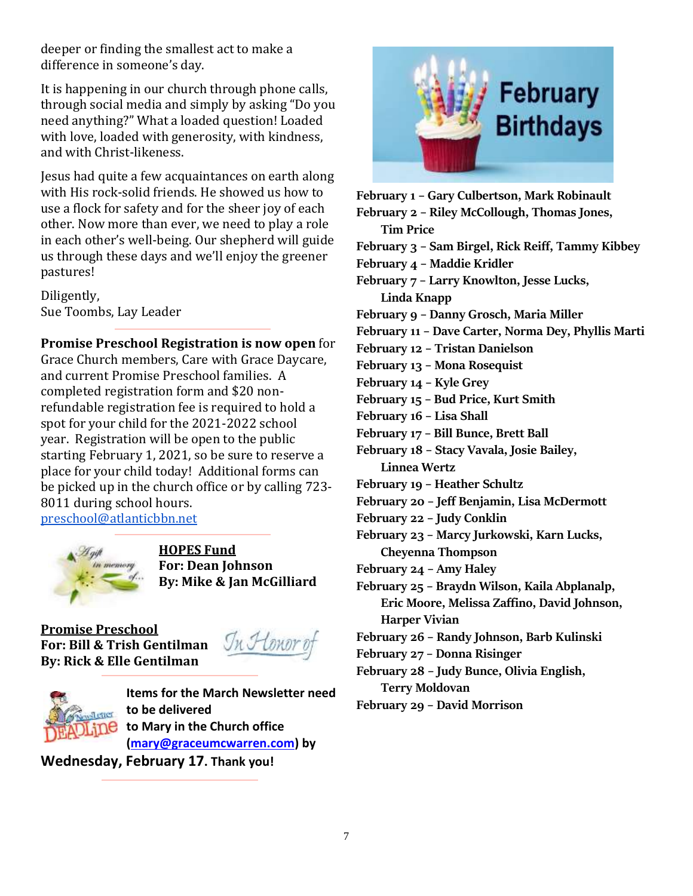deeper or finding the smallest act to make a difference in someone's day.

It is happening in our church through phone calls, through social media and simply by asking "Do you need anything?" What a loaded question! Loaded with love, loaded with generosity, with kindness, and with Christ-likeness.

Jesus had quite a few acquaintances on earth along with His rock-solid friends. He showed us how to use a flock for safety and for the sheer joy of each other. Now more than ever, we need to play a role in each other's well-being. Our shepherd will guide us through these days and we'll enjoy the greener pastures!

Diligently,
Sue Toombs, Lay Leader

**Promise Preschool Registration is now open** for Grace Church members, Care with Grace Daycare, and current Promise Preschool families. A completed registration form and $20 non-refundable registration fee is required to hold a spot for your child for the 2021-2022 school year. Registration will be open to the public starting February 1, 2021, so be sure to reserve a place for your child today! Additional forms can be picked up in the church office or by calling 723-8011 during school hours.
preschool@atlanticbbn.net

**HOPES Fund**
**For: Dean Johnson**
**By: Mike & Jan McGilliard**

**Promise Preschool**
**For: Bill & Trish Gentilman**
**By: Rick & Elle Gentilman**

**Items for the March Newsletter need to be delivered to Mary in the Church office (mary@graceumcwarren.com) by Wednesday, February 17. Thank you!**

## February Birthdays

**February 1 – Gary Culbertson, Mark Robinault**
**February 2 – Riley McCollough, Thomas Jones, Tim Price**
**February 3 – Sam Birgel, Rick Reiff, Tammy Kibbey**
**February 4 – Maddie Kridler**
**February 7 – Larry Knowlton, Jesse Lucks, Linda Knapp**
**February 9 – Danny Grosch, Maria Miller**
**February 11 – Dave Carter, Norma Dey, Phyllis Marti**
**February 12 – Tristan Danielson**
**February 13 – Mona Rosequist**
**February 14 – Kyle Grey**
**February 15 – Bud Price, Kurt Smith**
**February 16 – Lisa Shall**
**February 17 – Bill Bunce, Brett Ball**
**February 18 – Stacy Vavala, Josie Bailey, Linnea Wertz**
**February 19 – Heather Schultz**
**February 20 – Jeff Benjamin, Lisa McDermott**
**February 22 – Judy Conklin**
**February 23 – Marcy Jurkowski, Karn Lucks, Cheyenna Thompson**
**February 24 – Amy Haley**
**February 25 – Braydn Wilson, Kaila Abplanalp, Eric Moore, Melissa Zaffino, David Johnson, Harper Vivian**
**February 26 – Randy Johnson, Barb Kulinski**
**February 27 – Donna Risinger**
**February 28 – Judy Bunce, Olivia English, Terry Moldovan**
**February 29 – David Morrison**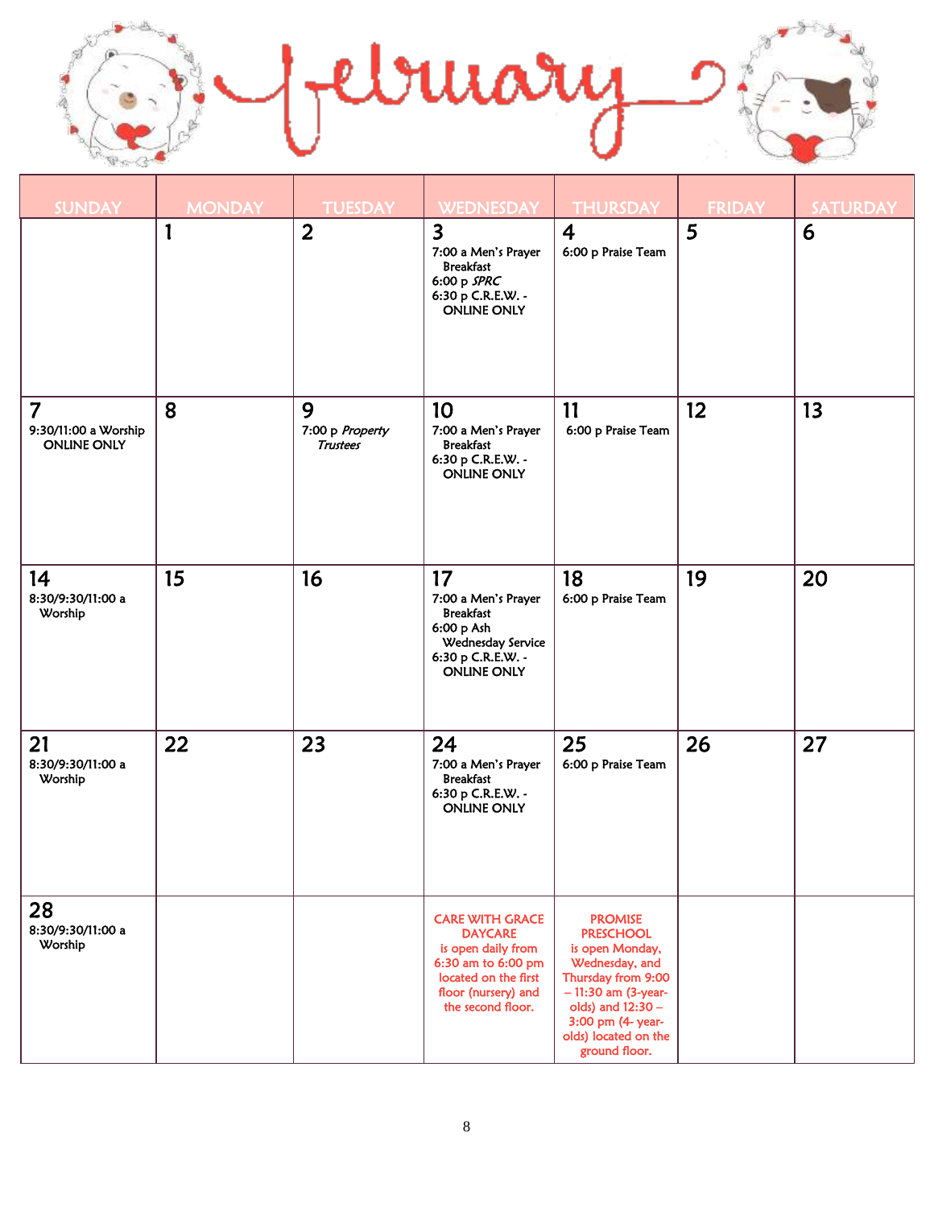# February

| SUNDAY | MONDAY | TUESDAY | WEDNESDAY | THURSDAY | FRIDAY | SATURDAY |
|---|---|---|---|---|---|---|
| | 1 | 2 | 3<br>7:00 a Men's Prayer Breakfast<br>6:00 p *SPRC*<br>6:30 p C.R.E.W. - ONLINE ONLY | 4<br>6:00 p Praise Team | 5 | 6 |
| 7<br>9:30/11:00 a Worship ONLINE ONLY | 8 | 9<br>7:00 p *Property Trustees* | 10<br>7:00 a Men's Prayer Breakfast<br>6:30 p C.R.E.W. - ONLINE ONLY | 11<br>6:00 p Praise Team | 12 | 13 |
| 14<br>8:30/9:30/11:00 a Worship | 15 | 16 | 17<br>7:00 a Men's Prayer Breakfast<br>6:00 p Ash Wednesday Service<br>6:30 p C.R.E.W. - ONLINE ONLY | 18<br>6:00 p Praise Team | 19 | 20 |
| 21<br>8:30/9:30/11:00 a Worship | 22 | 23 | 24<br>7:00 a Men's Prayer Breakfast<br>6:30 p C.R.E.W. - ONLINE ONLY | 25<br>6:00 p Praise Team | 26 | 27 |
| 28<br>8:30/9:30/11:00 a Worship | | | CARE WITH GRACE DAYCARE is open daily from 6:30 am to 6:00 pm located on the first floor (nursery) and the second floor. | PROMISE PRESCHOOL is open Monday, Wednesday, and Thursday from 9:00 – 11:30 am (3-year-olds) and 12:30 – 3:00 pm (4- year-olds) located on the ground floor. | | |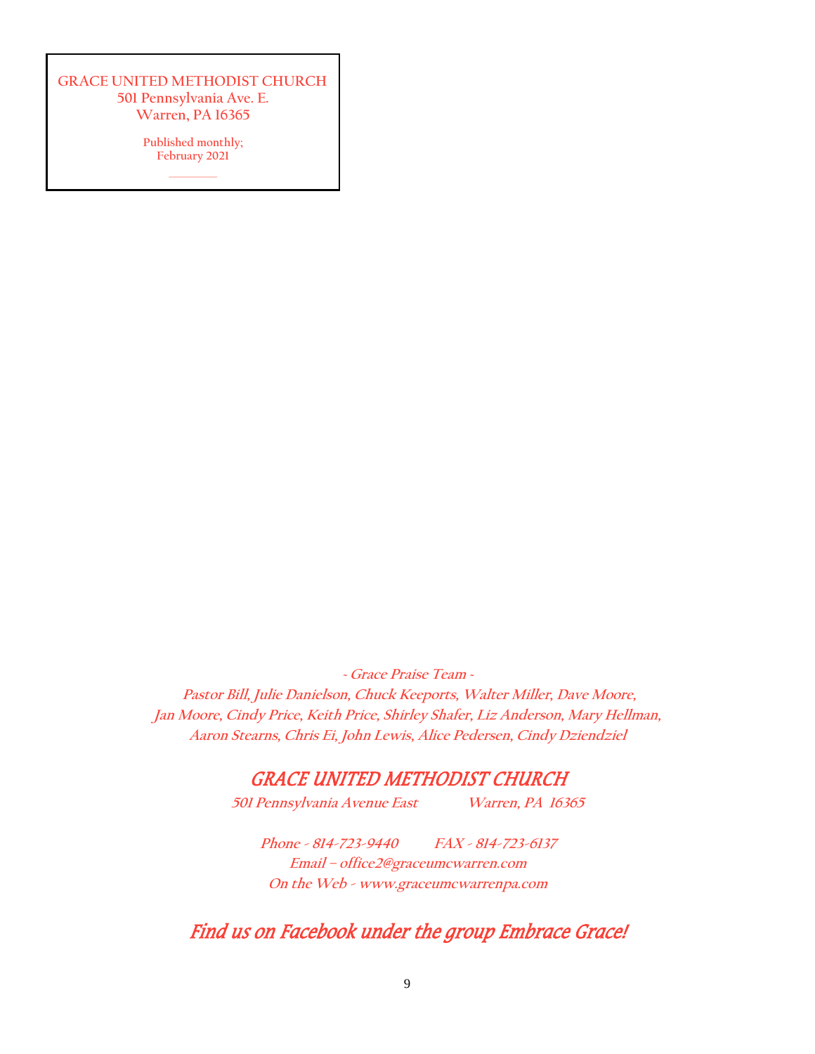GRACE UNITED METHODIST CHURCH
501 Pennsylvania Ave. E.
Warren, PA 16365

Published monthly;
February 2021

*~ Grace Praise Team ~*

*Pastor Bill, Julie Danielson, Chuck Keeports, Walter Miller, Dave Moore, Jan Moore, Cindy Price, Keith Price, Shirley Shafer, Liz Anderson, Mary Hellman, Aaron Stearns, Chris Ei, John Lewis, Alice Pedersen, Cindy Dziendziel*

## *GRACE UNITED METHODIST CHURCH*

*501 Pennsylvania Avenue East Warren, PA 16365*

*Phone - 814-723-9440 FAX - 814-723-6137*
*Email – office2@graceumcwarren.com*
*On the Web - www.graceumcwarrenpa.com*

## *Find us on Facebook under the group Embrace Grace!*